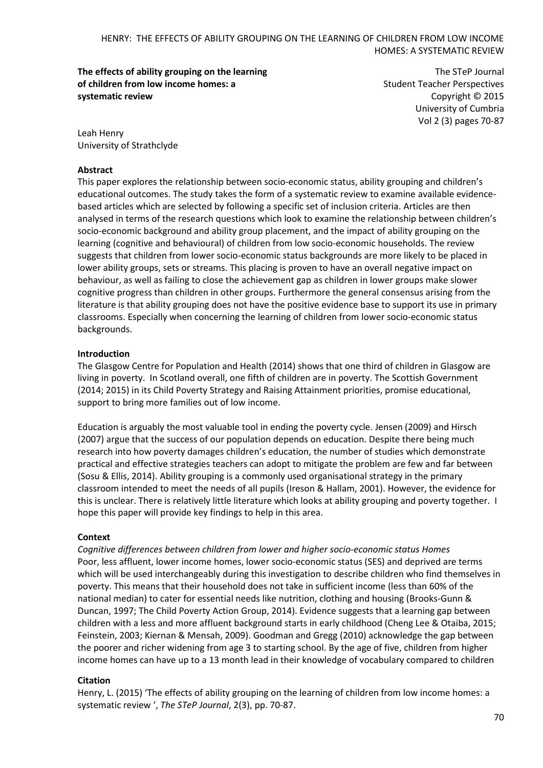**The effects of ability grouping on the learning of children from low income homes: a systematic review**

The STeP Journal
Student Teacher Perspectives
Copyright © 2015
University of Cumbria
Vol 2 (3) pages 70-87

Leah Henry
University of Strathclyde

**Abstract**

This paper explores the relationship between socio-economic status, ability grouping and children's educational outcomes. The study takes the form of a systematic review to examine available evidence-based articles which are selected by following a specific set of inclusion criteria. Articles are then analysed in terms of the research questions which look to examine the relationship between children's socio-economic background and ability group placement, and the impact of ability grouping on the learning (cognitive and behavioural) of children from low socio-economic households. The review suggests that children from lower socio-economic status backgrounds are more likely to be placed in lower ability groups, sets or streams. This placing is proven to have an overall negative impact on behaviour, as well as failing to close the achievement gap as children in lower groups make slower cognitive progress than children in other groups. Furthermore the general consensus arising from the literature is that ability grouping does not have the positive evidence base to support its use in primary classrooms. Especially when concerning the learning of children from lower socio-economic status backgrounds.

**Introduction**

The Glasgow Centre for Population and Health (2014) shows that one third of children in Glasgow are living in poverty. In Scotland overall, one fifth of children are in poverty. The Scottish Government (2014; 2015) in its Child Poverty Strategy and Raising Attainment priorities, promise educational, support to bring more families out of low income.

Education is arguably the most valuable tool in ending the poverty cycle. Jensen (2009) and Hirsch (2007) argue that the success of our population depends on education. Despite there being much research into how poverty damages children's education, the number of studies which demonstrate practical and effective strategies teachers can adopt to mitigate the problem are few and far between (Sosu & Ellis, 2014). Ability grouping is a commonly used organisational strategy in the primary classroom intended to meet the needs of all pupils (Ireson & Hallam, 2001). However, the evidence for this is unclear. There is relatively little literature which looks at ability grouping and poverty together. I hope this paper will provide key findings to help in this area.

**Context**

*Cognitive differences between children from lower and higher socio-economic status Homes*

Poor, less affluent, lower income homes, lower socio-economic status (SES) and deprived are terms which will be used interchangeably during this investigation to describe children who find themselves in poverty. This means that their household does not take in sufficient income (less than 60% of the national median) to cater for essential needs like nutrition, clothing and housing (Brooks-Gunn & Duncan, 1997; The Child Poverty Action Group, 2014). Evidence suggests that a learning gap between children with a less and more affluent background starts in early childhood (Cheng Lee & Otaiba, 2015; Feinstein, 2003; Kiernan & Mensah, 2009). Goodman and Gregg (2010) acknowledge the gap between the poorer and richer widening from age 3 to starting school. By the age of five, children from higher income homes can have up to a 13 month lead in their knowledge of vocabulary compared to children

**Citation**

Henry, L. (2015) 'The effects of ability grouping on the learning of children from low income homes: a systematic review ', *The STeP Journal*, 2(3), pp. 70-87.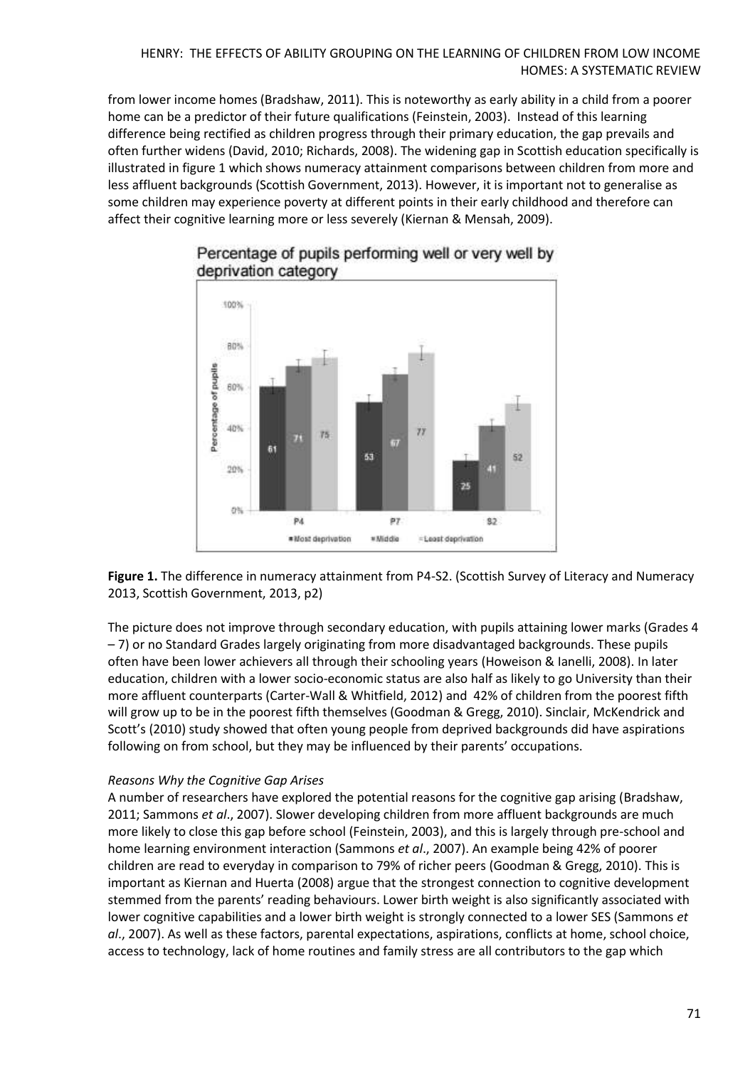from lower income homes (Bradshaw, 2011). This is noteworthy as early ability in a child from a poorer home can be a predictor of their future qualifications (Feinstein, 2003). Instead of this learning difference being rectified as children progress through their primary education, the gap prevails and often further widens (David, 2010; Richards, 2008). The widening gap in Scottish education specifically is illustrated in figure 1 which shows numeracy attainment comparisons between children from more and less affluent backgrounds (Scottish Government, 2013). However, it is important not to generalise as some children may experience poverty at different points in their early childhood and therefore can affect their cognitive learning more or less severely (Kiernan & Mensah, 2009).

**Figure 1.** The difference in numeracy attainment from P4-S2. (Scottish Survey of Literacy and Numeracy 2013, Scottish Government, 2013, p2)

The picture does not improve through secondary education, with pupils attaining lower marks (Grades 4 – 7) or no Standard Grades largely originating from more disadvantaged backgrounds. These pupils often have been lower achievers all through their schooling years (Howeison & Ianelli, 2008). In later education, children with a lower socio-economic status are also half as likely to go University than their more affluent counterparts (Carter-Wall & Whitfield, 2012) and 42% of children from the poorest fifth will grow up to be in the poorest fifth themselves (Goodman & Gregg, 2010). Sinclair, McKendrick and Scott's (2010) study showed that often young people from deprived backgrounds did have aspirations following on from school, but they may be influenced by their parents' occupations.

*Reasons Why the Cognitive Gap Arises*

A number of researchers have explored the potential reasons for the cognitive gap arising (Bradshaw, 2011; Sammons *et al*., 2007). Slower developing children from more affluent backgrounds are much more likely to close this gap before school (Feinstein, 2003), and this is largely through pre-school and home learning environment interaction (Sammons *et al*., 2007). An example being 42% of poorer children are read to everyday in comparison to 79% of richer peers (Goodman & Gregg, 2010). This is important as Kiernan and Huerta (2008) argue that the strongest connection to cognitive development stemmed from the parents' reading behaviours. Lower birth weight is also significantly associated with lower cognitive capabilities and a lower birth weight is strongly connected to a lower SES (Sammons *et al*., 2007). As well as these factors, parental expectations, aspirations, conflicts at home, school choice, access to technology, lack of home routines and family stress are all contributors to the gap which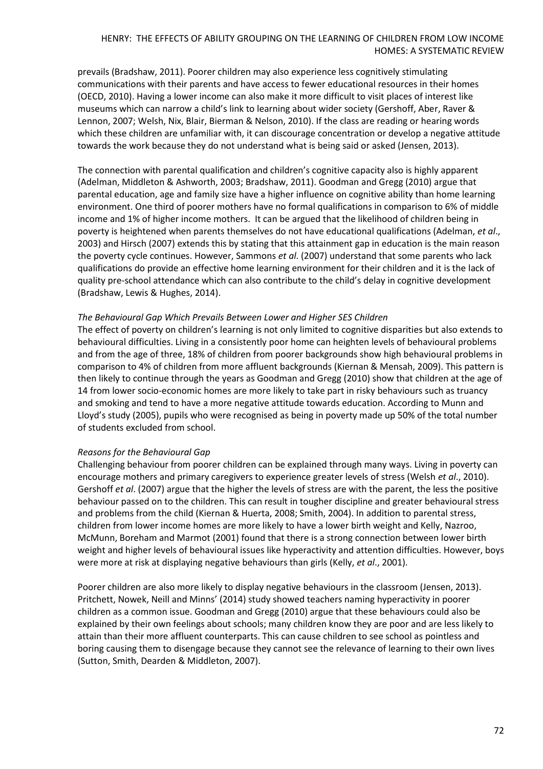prevails (Bradshaw, 2011). Poorer children may also experience less cognitively stimulating communications with their parents and have access to fewer educational resources in their homes (OECD, 2010). Having a lower income can also make it more difficult to visit places of interest like museums which can narrow a child's link to learning about wider society (Gershoff, Aber, Raver & Lennon, 2007; Welsh, Nix, Blair, Bierman & Nelson, 2010). If the class are reading or hearing words which these children are unfamiliar with, it can discourage concentration or develop a negative attitude towards the work because they do not understand what is being said or asked (Jensen, 2013).

The connection with parental qualification and children's cognitive capacity also is highly apparent (Adelman, Middleton & Ashworth, 2003; Bradshaw, 2011). Goodman and Gregg (2010) argue that parental education, age and family size have a higher influence on cognitive ability than home learning environment. One third of poorer mothers have no formal qualifications in comparison to 6% of middle income and 1% of higher income mothers. It can be argued that the likelihood of children being in poverty is heightened when parents themselves do not have educational qualifications (Adelman, *et al*., 2003) and Hirsch (2007) extends this by stating that this attainment gap in education is the main reason the poverty cycle continues. However, Sammons *et al*. (2007) understand that some parents who lack qualifications do provide an effective home learning environment for their children and it is the lack of quality pre-school attendance which can also contribute to the child's delay in cognitive development (Bradshaw, Lewis & Hughes, 2014).

*The Behavioural Gap Which Prevails Between Lower and Higher SES Children*

The effect of poverty on children's learning is not only limited to cognitive disparities but also extends to behavioural difficulties. Living in a consistently poor home can heighten levels of behavioural problems and from the age of three, 18% of children from poorer backgrounds show high behavioural problems in comparison to 4% of children from more affluent backgrounds (Kiernan & Mensah, 2009). This pattern is then likely to continue through the years as Goodman and Gregg (2010) show that children at the age of 14 from lower socio-economic homes are more likely to take part in risky behaviours such as truancy and smoking and tend to have a more negative attitude towards education. According to Munn and Lloyd's study (2005), pupils who were recognised as being in poverty made up 50% of the total number of students excluded from school.

*Reasons for the Behavioural Gap*

Challenging behaviour from poorer children can be explained through many ways. Living in poverty can encourage mothers and primary caregivers to experience greater levels of stress (Welsh *et al*., 2010). Gershoff *et al*. (2007) argue that the higher the levels of stress are with the parent, the less the positive behaviour passed on to the children. This can result in tougher discipline and greater behavioural stress and problems from the child (Kiernan & Huerta, 2008; Smith, 2004). In addition to parental stress, children from lower income homes are more likely to have a lower birth weight and Kelly, Nazroo, McMunn, Boreham and Marmot (2001) found that there is a strong connection between lower birth weight and higher levels of behavioural issues like hyperactivity and attention difficulties. However, boys were more at risk at displaying negative behaviours than girls (Kelly, *et al*., 2001).

Poorer children are also more likely to display negative behaviours in the classroom (Jensen, 2013). Pritchett, Nowek, Neill and Minns' (2014) study showed teachers naming hyperactivity in poorer children as a common issue. Goodman and Gregg (2010) argue that these behaviours could also be explained by their own feelings about schools; many children know they are poor and are less likely to attain than their more affluent counterparts. This can cause children to see school as pointless and boring causing them to disengage because they cannot see the relevance of learning to their own lives (Sutton, Smith, Dearden & Middleton, 2007).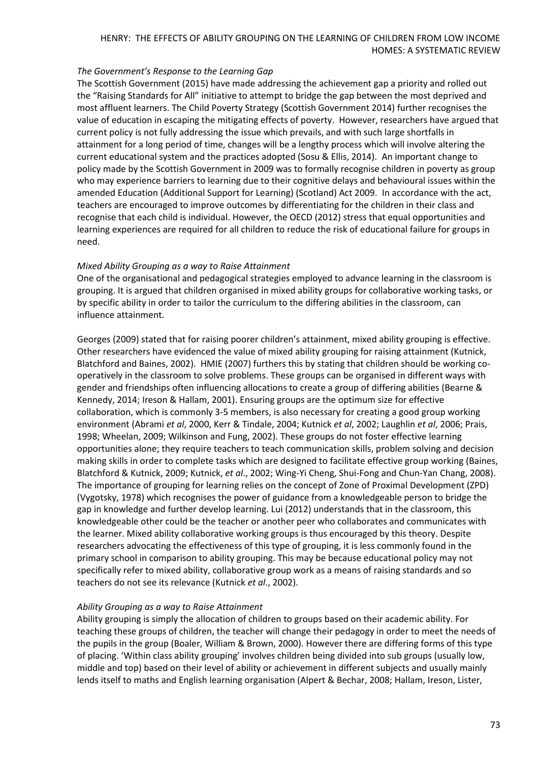*The Government's Response to the Learning Gap*

The Scottish Government (2015) have made addressing the achievement gap a priority and rolled out the "Raising Standards for All" initiative to attempt to bridge the gap between the most deprived and most affluent learners. The Child Poverty Strategy (Scottish Government 2014) further recognises the value of education in escaping the mitigating effects of poverty. However, researchers have argued that current policy is not fully addressing the issue which prevails, and with such large shortfalls in attainment for a long period of time, changes will be a lengthy process which will involve altering the current educational system and the practices adopted (Sosu & Ellis, 2014). An important change to policy made by the Scottish Government in 2009 was to formally recognise children in poverty as group who may experience barriers to learning due to their cognitive delays and behavioural issues within the amended Education (Additional Support for Learning) (Scotland) Act 2009. In accordance with the act, teachers are encouraged to improve outcomes by differentiating for the children in their class and recognise that each child is individual. However, the OECD (2012) stress that equal opportunities and learning experiences are required for all children to reduce the risk of educational failure for groups in need.

*Mixed Ability Grouping as a way to Raise Attainment*

One of the organisational and pedagogical strategies employed to advance learning in the classroom is grouping. It is argued that children organised in mixed ability groups for collaborative working tasks, or by specific ability in order to tailor the curriculum to the differing abilities in the classroom, can influence attainment.

Georges (2009) stated that for raising poorer children's attainment, mixed ability grouping is effective. Other researchers have evidenced the value of mixed ability grouping for raising attainment (Kutnick, Blatchford and Baines, 2002). HMIE (2007) furthers this by stating that children should be working co-operatively in the classroom to solve problems. These groups can be organised in different ways with gender and friendships often influencing allocations to create a group of differing abilities (Bearne & Kennedy, 2014; Ireson & Hallam, 2001). Ensuring groups are the optimum size for effective collaboration, which is commonly 3-5 members, is also necessary for creating a good group working environment (Abrami *et al*, 2000, Kerr & Tindale, 2004; Kutnick *et al*, 2002; Laughlin *et al*, 2006; Prais, 1998; Wheelan, 2009; Wilkinson and Fung, 2002). These groups do not foster effective learning opportunities alone; they require teachers to teach communication skills, problem solving and decision making skills in order to complete tasks which are designed to facilitate effective group working (Baines, Blatchford & Kutnick, 2009; Kutnick, *et al*., 2002; Wing-Yi Cheng, Shui-Fong and Chun-Yan Chang, 2008). The importance of grouping for learning relies on the concept of Zone of Proximal Development (ZPD) (Vygotsky, 1978) which recognises the power of guidance from a knowledgeable person to bridge the gap in knowledge and further develop learning. Lui (2012) understands that in the classroom, this knowledgeable other could be the teacher or another peer who collaborates and communicates with the learner. Mixed ability collaborative working groups is thus encouraged by this theory. Despite researchers advocating the effectiveness of this type of grouping, it is less commonly found in the primary school in comparison to ability grouping. This may be because educational policy may not specifically refer to mixed ability, collaborative group work as a means of raising standards and so teachers do not see its relevance (Kutnick *et al*., 2002).

*Ability Grouping as a way to Raise Attainment*

Ability grouping is simply the allocation of children to groups based on their academic ability. For teaching these groups of children, the teacher will change their pedagogy in order to meet the needs of the pupils in the group (Boaler, William & Brown, 2000). However there are differing forms of this type of placing. 'Within class ability grouping' involves children being divided into sub groups (usually low, middle and top) based on their level of ability or achievement in different subjects and usually mainly lends itself to maths and English learning organisation (Alpert & Bechar, 2008; Hallam, Ireson, Lister,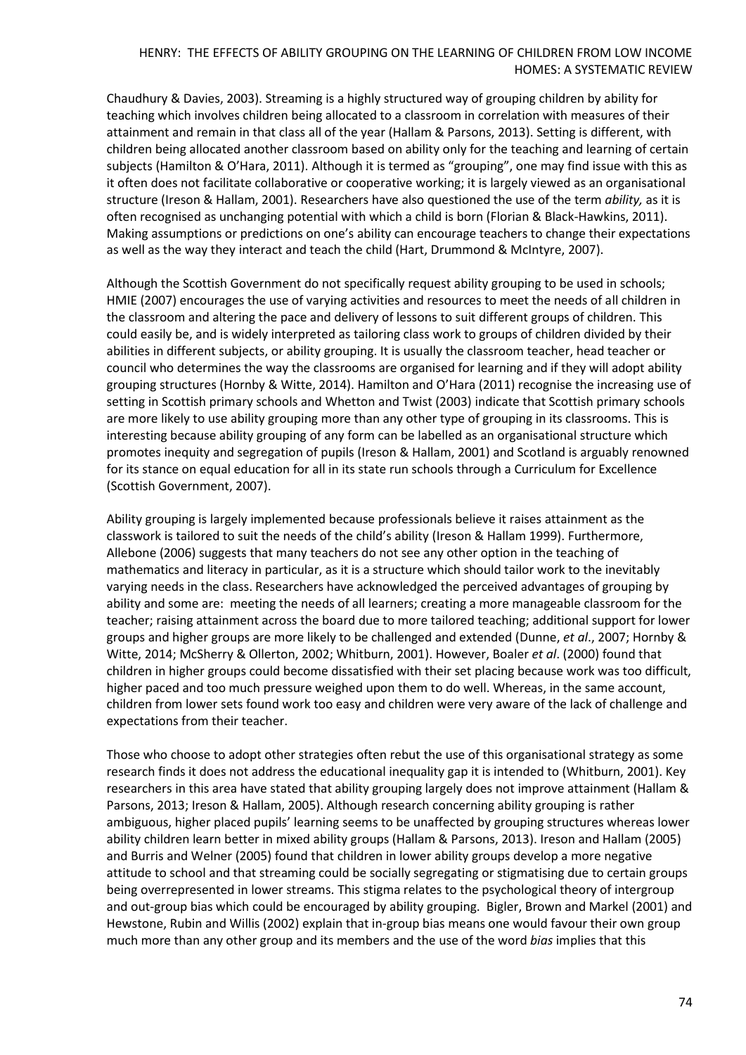Chaudhury & Davies, 2003). Streaming is a highly structured way of grouping children by ability for teaching which involves children being allocated to a classroom in correlation with measures of their attainment and remain in that class all of the year (Hallam & Parsons, 2013). Setting is different, with children being allocated another classroom based on ability only for the teaching and learning of certain subjects (Hamilton & O'Hara, 2011). Although it is termed as "grouping", one may find issue with this as it often does not facilitate collaborative or cooperative working; it is largely viewed as an organisational structure (Ireson & Hallam, 2001). Researchers have also questioned the use of the term *ability,* as it is often recognised as unchanging potential with which a child is born (Florian & Black-Hawkins, 2011). Making assumptions or predictions on one's ability can encourage teachers to change their expectations as well as the way they interact and teach the child (Hart, Drummond & McIntyre, 2007).

Although the Scottish Government do not specifically request ability grouping to be used in schools; HMIE (2007) encourages the use of varying activities and resources to meet the needs of all children in the classroom and altering the pace and delivery of lessons to suit different groups of children. This could easily be, and is widely interpreted as tailoring class work to groups of children divided by their abilities in different subjects, or ability grouping. It is usually the classroom teacher, head teacher or council who determines the way the classrooms are organised for learning and if they will adopt ability grouping structures (Hornby & Witte, 2014). Hamilton and O'Hara (2011) recognise the increasing use of setting in Scottish primary schools and Whetton and Twist (2003) indicate that Scottish primary schools are more likely to use ability grouping more than any other type of grouping in its classrooms. This is interesting because ability grouping of any form can be labelled as an organisational structure which promotes inequity and segregation of pupils (Ireson & Hallam, 2001) and Scotland is arguably renowned for its stance on equal education for all in its state run schools through a Curriculum for Excellence (Scottish Government, 2007).

Ability grouping is largely implemented because professionals believe it raises attainment as the classwork is tailored to suit the needs of the child's ability (Ireson & Hallam 1999). Furthermore, Allebone (2006) suggests that many teachers do not see any other option in the teaching of mathematics and literacy in particular, as it is a structure which should tailor work to the inevitably varying needs in the class. Researchers have acknowledged the perceived advantages of grouping by ability and some are: meeting the needs of all learners; creating a more manageable classroom for the teacher; raising attainment across the board due to more tailored teaching; additional support for lower groups and higher groups are more likely to be challenged and extended (Dunne, *et al*., 2007; Hornby & Witte, 2014; McSherry & Ollerton, 2002; Whitburn, 2001). However, Boaler *et al*. (2000) found that children in higher groups could become dissatisfied with their set placing because work was too difficult, higher paced and too much pressure weighed upon them to do well. Whereas, in the same account, children from lower sets found work too easy and children were very aware of the lack of challenge and expectations from their teacher.

Those who choose to adopt other strategies often rebut the use of this organisational strategy as some research finds it does not address the educational inequality gap it is intended to (Whitburn, 2001). Key researchers in this area have stated that ability grouping largely does not improve attainment (Hallam & Parsons, 2013; Ireson & Hallam, 2005). Although research concerning ability grouping is rather ambiguous, higher placed pupils' learning seems to be unaffected by grouping structures whereas lower ability children learn better in mixed ability groups (Hallam & Parsons, 2013). Ireson and Hallam (2005) and Burris and Welner (2005) found that children in lower ability groups develop a more negative attitude to school and that streaming could be socially segregating or stigmatising due to certain groups being overrepresented in lower streams. This stigma relates to the psychological theory of intergroup and out-group bias which could be encouraged by ability grouping. Bigler, Brown and Markel (2001) and Hewstone, Rubin and Willis (2002) explain that in-group bias means one would favour their own group much more than any other group and its members and the use of the word *bias* implies that this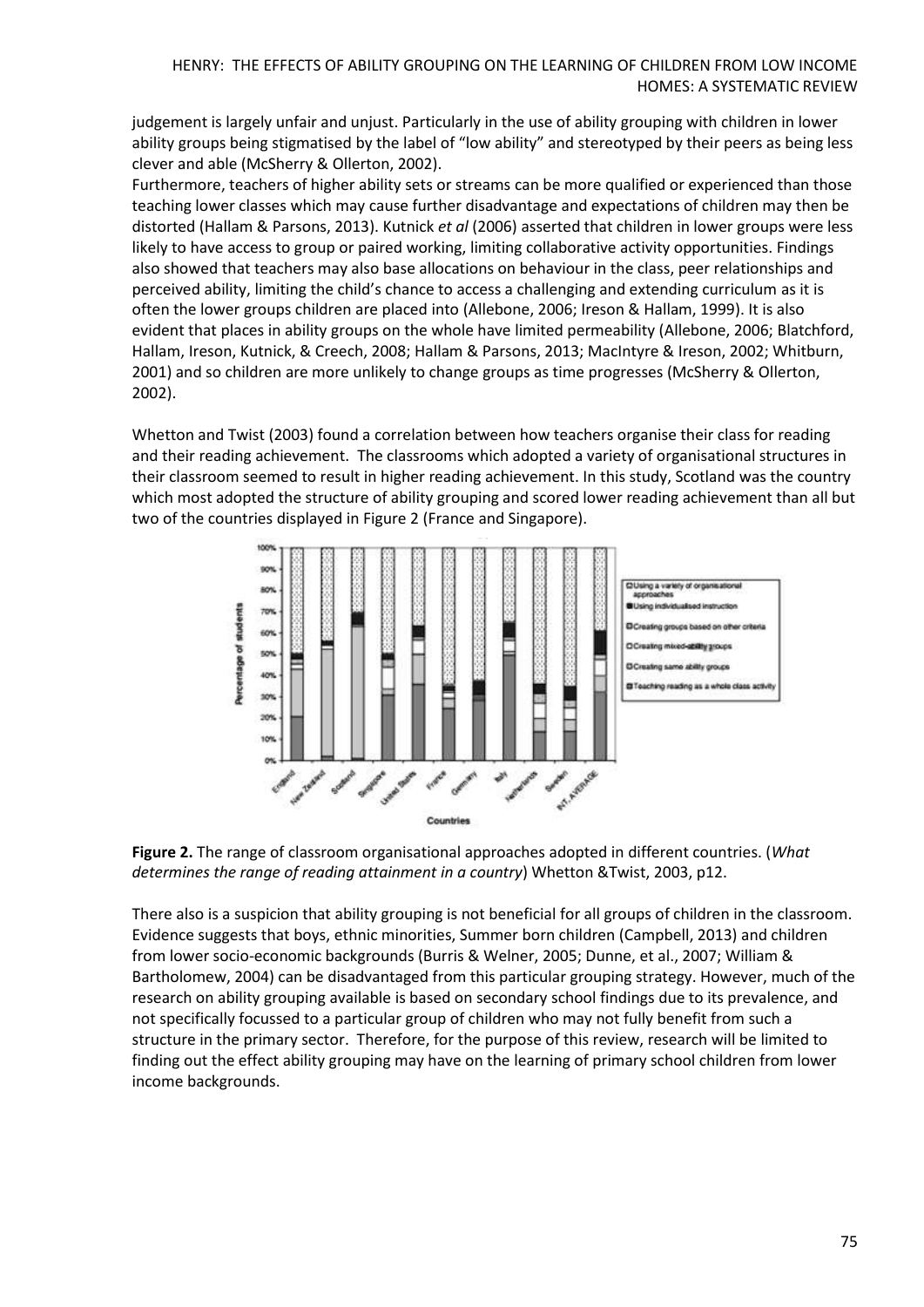judgement is largely unfair and unjust. Particularly in the use of ability grouping with children in lower ability groups being stigmatised by the label of "low ability" and stereotyped by their peers as being less clever and able (McSherry & Ollerton, 2002).
Furthermore, teachers of higher ability sets or streams can be more qualified or experienced than those teaching lower classes which may cause further disadvantage and expectations of children may then be distorted (Hallam & Parsons, 2013). Kutnick *et al* (2006) asserted that children in lower groups were less likely to have access to group or paired working, limiting collaborative activity opportunities. Findings also showed that teachers may also base allocations on behaviour in the class, peer relationships and perceived ability, limiting the child's chance to access a challenging and extending curriculum as it is often the lower groups children are placed into (Allebone, 2006; Ireson & Hallam, 1999). It is also evident that places in ability groups on the whole have limited permeability (Allebone, 2006; Blatchford, Hallam, Ireson, Kutnick, & Creech, 2008; Hallam & Parsons, 2013; MacIntyre & Ireson, 2002; Whitburn, 2001) and so children are more unlikely to change groups as time progresses (McSherry & Ollerton, 2002).

Whetton and Twist (2003) found a correlation between how teachers organise their class for reading and their reading achievement. The classrooms which adopted a variety of organisational structures in their classroom seemed to result in higher reading achievement. In this study, Scotland was the country which most adopted the structure of ability grouping and scored lower reading achievement than all but two of the countries displayed in Figure 2 (France and Singapore).

**Figure 2.** The range of classroom organisational approaches adopted in different countries. (*What determines the range of reading attainment in a country*) Whetton &Twist, 2003, p12.

There also is a suspicion that ability grouping is not beneficial for all groups of children in the classroom. Evidence suggests that boys, ethnic minorities, Summer born children (Campbell, 2013) and children from lower socio-economic backgrounds (Burris & Welner, 2005; Dunne, et al., 2007; William & Bartholomew, 2004) can be disadvantaged from this particular grouping strategy. However, much of the research on ability grouping available is based on secondary school findings due to its prevalence, and not specifically focussed to a particular group of children who may not fully benefit from such a structure in the primary sector. Therefore, for the purpose of this review, research will be limited to finding out the effect ability grouping may have on the learning of primary school children from lower income backgrounds.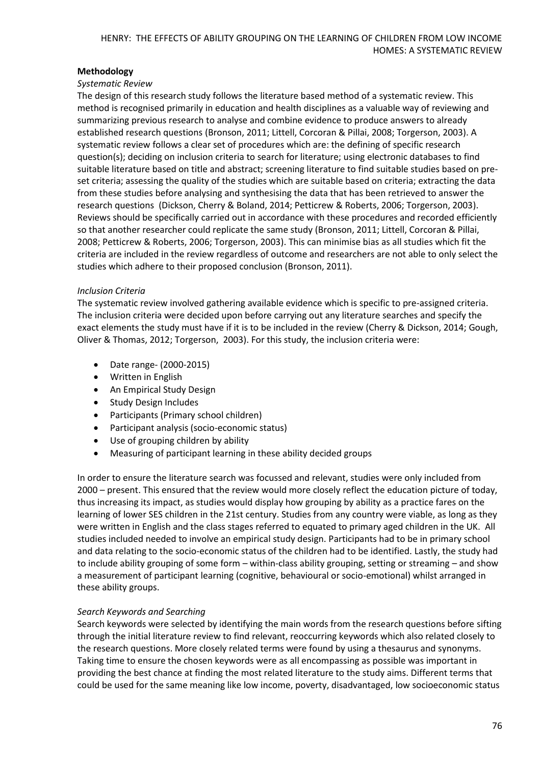## Methodology

### *Systematic Review*

The design of this research study follows the literature based method of a systematic review. This method is recognised primarily in education and health disciplines as a valuable way of reviewing and summarizing previous research to analyse and combine evidence to produce answers to already established research questions (Bronson, 2011; Littell, Corcoran & Pillai, 2008; Torgerson, 2003). A systematic review follows a clear set of procedures which are: the defining of specific research question(s); deciding on inclusion criteria to search for literature; using electronic databases to find suitable literature based on title and abstract; screening literature to find suitable studies based on pre-set criteria; assessing the quality of the studies which are suitable based on criteria; extracting the data from these studies before analysing and synthesising the data that has been retrieved to answer the research questions (Dickson, Cherry & Boland, 2014; Petticrew & Roberts, 2006; Torgerson, 2003). Reviews should be specifically carried out in accordance with these procedures and recorded efficiently so that another researcher could replicate the same study (Bronson, 2011; Littell, Corcoran & Pillai, 2008; Petticrew & Roberts, 2006; Torgerson, 2003). This can minimise bias as all studies which fit the criteria are included in the review regardless of outcome and researchers are not able to only select the studies which adhere to their proposed conclusion (Bronson, 2011).

### *Inclusion Criteria*

The systematic review involved gathering available evidence which is specific to pre-assigned criteria. The inclusion criteria were decided upon before carrying out any literature searches and specify the exact elements the study must have if it is to be included in the review (Cherry & Dickson, 2014; Gough, Oliver & Thomas, 2012; Torgerson, 2003). For this study, the inclusion criteria were:

- Date range- (2000-2015)
- Written in English
- An Empirical Study Design
- Study Design Includes
- Participants (Primary school children)
- Participant analysis (socio-economic status)
- Use of grouping children by ability
- Measuring of participant learning in these ability decided groups

In order to ensure the literature search was focussed and relevant, studies were only included from 2000 – present. This ensured that the review would more closely reflect the education picture of today, thus increasing its impact, as studies would display how grouping by ability as a practice fares on the learning of lower SES children in the 21st century. Studies from any country were viable, as long as they were written in English and the class stages referred to equated to primary aged children in the UK. All studies included needed to involve an empirical study design. Participants had to be in primary school and data relating to the socio-economic status of the children had to be identified. Lastly, the study had to include ability grouping of some form – within-class ability grouping, setting or streaming – and show a measurement of participant learning (cognitive, behavioural or socio-emotional) whilst arranged in these ability groups.

### *Search Keywords and Searching*

Search keywords were selected by identifying the main words from the research questions before sifting through the initial literature review to find relevant, reoccurring keywords which also related closely to the research questions. More closely related terms were found by using a thesaurus and synonyms. Taking time to ensure the chosen keywords were as all encompassing as possible was important in providing the best chance at finding the most related literature to the study aims. Different terms that could be used for the same meaning like low income, poverty, disadvantaged, low socioeconomic status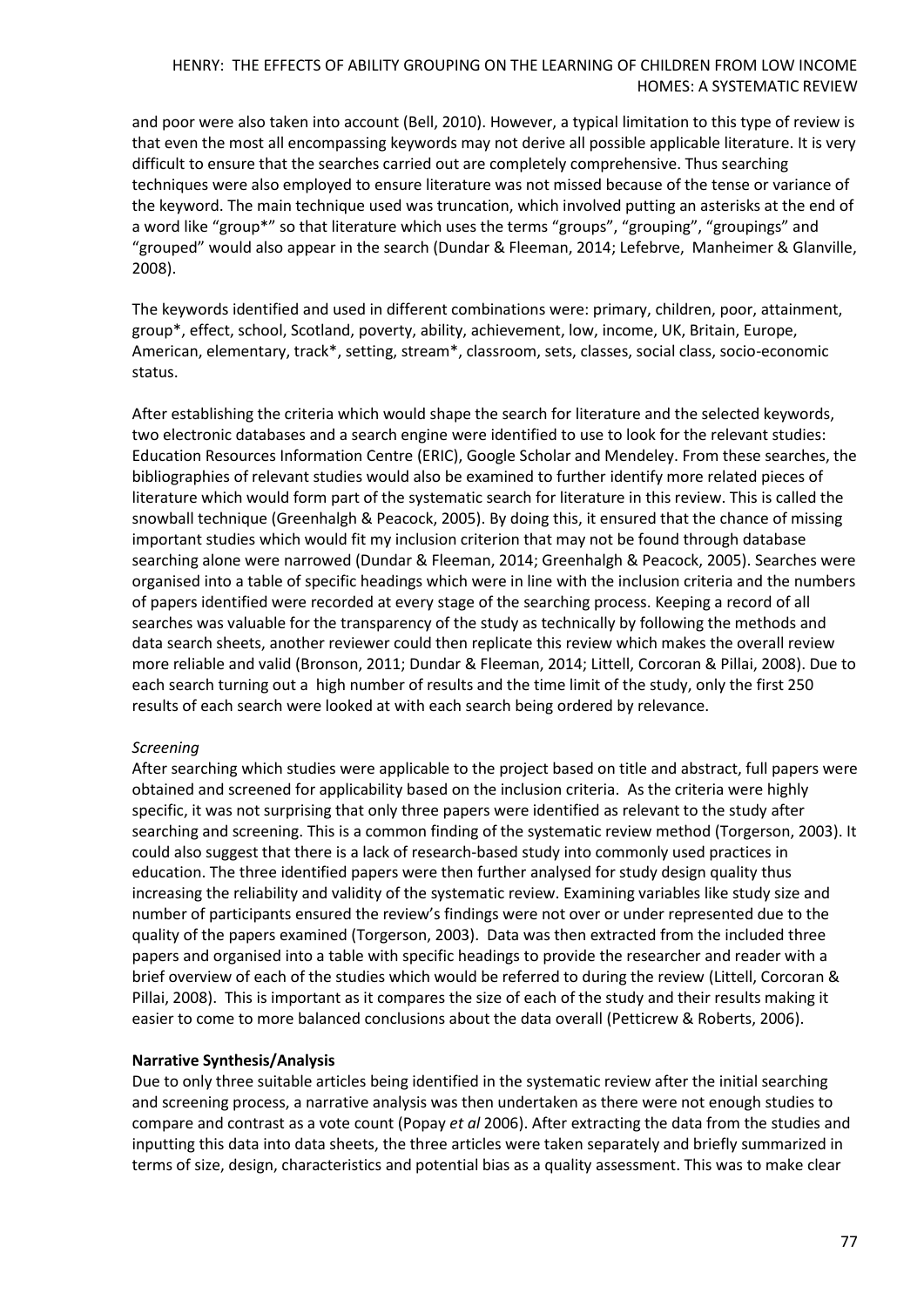and poor were also taken into account (Bell, 2010). However, a typical limitation to this type of review is that even the most all encompassing keywords may not derive all possible applicable literature. It is very difficult to ensure that the searches carried out are completely comprehensive. Thus searching techniques were also employed to ensure literature was not missed because of the tense or variance of the keyword. The main technique used was truncation, which involved putting an asterisks at the end of a word like "group*" so that literature which uses the terms "groups", "grouping", "groupings" and "grouped" would also appear in the search (Dundar & Fleeman, 2014; Lefebrve, Manheimer & Glanville, 2008).

The keywords identified and used in different combinations were: primary, children, poor, attainment, group*, effect, school, Scotland, poverty, ability, achievement, low, income, UK, Britain, Europe, American, elementary, track*, setting, stream*, classroom, sets, classes, social class, socio-economic status.

After establishing the criteria which would shape the search for literature and the selected keywords, two electronic databases and a search engine were identified to use to look for the relevant studies: Education Resources Information Centre (ERIC), Google Scholar and Mendeley. From these searches, the bibliographies of relevant studies would also be examined to further identify more related pieces of literature which would form part of the systematic search for literature in this review. This is called the snowball technique (Greenhalgh & Peacock, 2005). By doing this, it ensured that the chance of missing important studies which would fit my inclusion criterion that may not be found through database searching alone were narrowed (Dundar & Fleeman, 2014; Greenhalgh & Peacock, 2005). Searches were organised into a table of specific headings which were in line with the inclusion criteria and the numbers of papers identified were recorded at every stage of the searching process. Keeping a record of all searches was valuable for the transparency of the study as technically by following the methods and data search sheets, another reviewer could then replicate this review which makes the overall review more reliable and valid (Bronson, 2011; Dundar & Fleeman, 2014; Littell, Corcoran & Pillai, 2008). Due to each search turning out a high number of results and the time limit of the study, only the first 250 results of each search were looked at with each search being ordered by relevance.

*Screening*

After searching which studies were applicable to the project based on title and abstract, full papers were obtained and screened for applicability based on the inclusion criteria. As the criteria were highly specific, it was not surprising that only three papers were identified as relevant to the study after searching and screening. This is a common finding of the systematic review method (Torgerson, 2003). It could also suggest that there is a lack of research-based study into commonly used practices in education. The three identified papers were then further analysed for study design quality thus increasing the reliability and validity of the systematic review. Examining variables like study size and number of participants ensured the review's findings were not over or under represented due to the quality of the papers examined (Torgerson, 2003). Data was then extracted from the included three papers and organised into a table with specific headings to provide the researcher and reader with a brief overview of each of the studies which would be referred to during the review (Littell, Corcoran & Pillai, 2008). This is important as it compares the size of each of the study and their results making it easier to come to more balanced conclusions about the data overall (Petticrew & Roberts, 2006).

**Narrative Synthesis/Analysis**

Due to only three suitable articles being identified in the systematic review after the initial searching and screening process, a narrative analysis was then undertaken as there were not enough studies to compare and contrast as a vote count (Popay *et al* 2006). After extracting the data from the studies and inputting this data into data sheets, the three articles were taken separately and briefly summarized in terms of size, design, characteristics and potential bias as a quality assessment. This was to make clear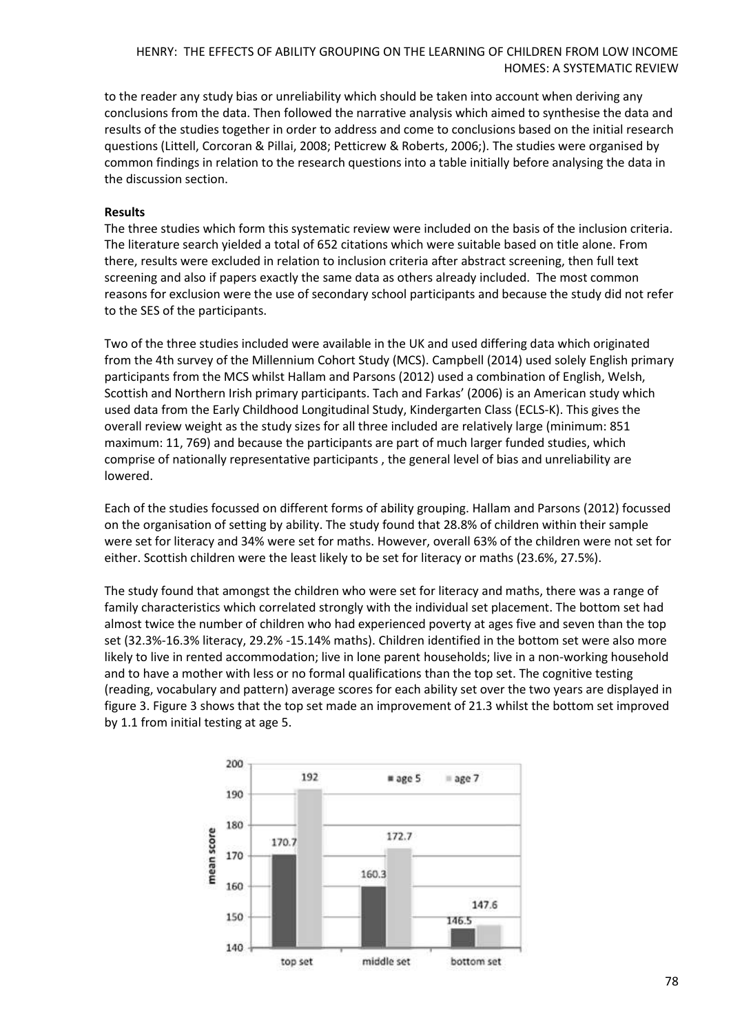to the reader any study bias or unreliability which should be taken into account when deriving any conclusions from the data. Then followed the narrative analysis which aimed to synthesise the data and results of the studies together in order to address and come to conclusions based on the initial research questions (Littell, Corcoran & Pillai, 2008; Petticrew & Roberts, 2006;). The studies were organised by common findings in relation to the research questions into a table initially before analysing the data in the discussion section.

**Results**

The three studies which form this systematic review were included on the basis of the inclusion criteria. The literature search yielded a total of 652 citations which were suitable based on title alone. From there, results were excluded in relation to inclusion criteria after abstract screening, then full text screening and also if papers exactly the same data as others already included. The most common reasons for exclusion were the use of secondary school participants and because the study did not refer to the SES of the participants.

Two of the three studies included were available in the UK and used differing data which originated from the 4th survey of the Millennium Cohort Study (MCS). Campbell (2014) used solely English primary participants from the MCS whilst Hallam and Parsons (2012) used a combination of English, Welsh, Scottish and Northern Irish primary participants. Tach and Farkas' (2006) is an American study which used data from the Early Childhood Longitudinal Study, Kindergarten Class (ECLS-K). This gives the overall review weight as the study sizes for all three included are relatively large (minimum: 851 maximum: 11, 769) and because the participants are part of much larger funded studies, which comprise of nationally representative participants , the general level of bias and unreliability are lowered.

Each of the studies focussed on different forms of ability grouping. Hallam and Parsons (2012) focussed on the organisation of setting by ability. The study found that 28.8% of children within their sample were set for literacy and 34% were set for maths. However, overall 63% of the children were not set for either. Scottish children were the least likely to be set for literacy or maths (23.6%, 27.5%).

The study found that amongst the children who were set for literacy and maths, there was a range of family characteristics which correlated strongly with the individual set placement. The bottom set had almost twice the number of children who had experienced poverty at ages five and seven than the top set (32.3%-16.3% literacy, 29.2% -15.14% maths). Children identified in the bottom set were also more likely to live in rented accommodation; live in lone parent households; live in a non-working household and to have a mother with less or no formal qualifications than the top set. The cognitive testing (reading, vocabulary and pattern) average scores for each ability set over the two years are displayed in figure 3. Figure 3 shows that the top set made an improvement of 21.3 whilst the bottom set improved by 1.1 from initial testing at age 5.

| | age 5 | age 7 |
|---|---|---|
| top set | 170.7 | 192 |
| middle set | 160.3 | 172.7 |
| bottom set | 146.5 | 147.6 |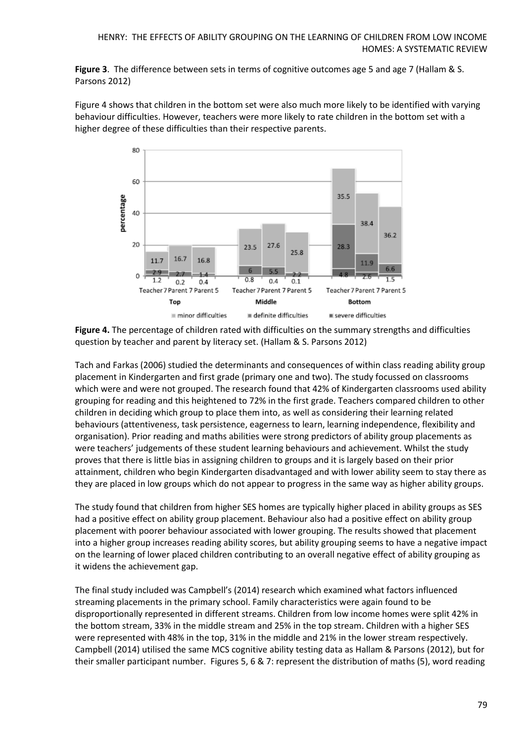**Figure 3**. The difference between sets in terms of cognitive outcomes age 5 and age 7 (Hallam & S. Parsons 2012)

Figure 4 shows that children in the bottom set were also much more likely to be identified with varying behaviour difficulties. However, teachers were more likely to rate children in the bottom set with a higher degree of these difficulties than their respective parents.

**Figure 4.** The percentage of children rated with difficulties on the summary strengths and difficulties question by teacher and parent by literacy set. (Hallam & S. Parsons 2012)

Tach and Farkas (2006) studied the determinants and consequences of within class reading ability group placement in Kindergarten and first grade (primary one and two). The study focussed on classrooms which were and were not grouped. The research found that 42% of Kindergarten classrooms used ability grouping for reading and this heightened to 72% in the first grade. Teachers compared children to other children in deciding which group to place them into, as well as considering their learning related behaviours (attentiveness, task persistence, eagerness to learn, learning independence, flexibility and organisation). Prior reading and maths abilities were strong predictors of ability group placements as were teachers' judgements of these student learning behaviours and achievement. Whilst the study proves that there is little bias in assigning children to groups and it is largely based on their prior attainment, children who begin Kindergarten disadvantaged and with lower ability seem to stay there as they are placed in low groups which do not appear to progress in the same way as higher ability groups.

The study found that children from higher SES homes are typically higher placed in ability groups as SES had a positive effect on ability group placement. Behaviour also had a positive effect on ability group placement with poorer behaviour associated with lower grouping. The results showed that placement into a higher group increases reading ability scores, but ability grouping seems to have a negative impact on the learning of lower placed children contributing to an overall negative effect of ability grouping as it widens the achievement gap.

The final study included was Campbell's (2014) research which examined what factors influenced streaming placements in the primary school. Family characteristics were again found to be disproportionally represented in different streams. Children from low income homes were split 42% in the bottom stream, 33% in the middle stream and 25% in the top stream. Children with a higher SES were represented with 48% in the top, 31% in the middle and 21% in the lower stream respectively. Campbell (2014) utilised the same MCS cognitive ability testing data as Hallam & Parsons (2012), but for their smaller participant number. Figures 5, 6 & 7: represent the distribution of maths (5), word reading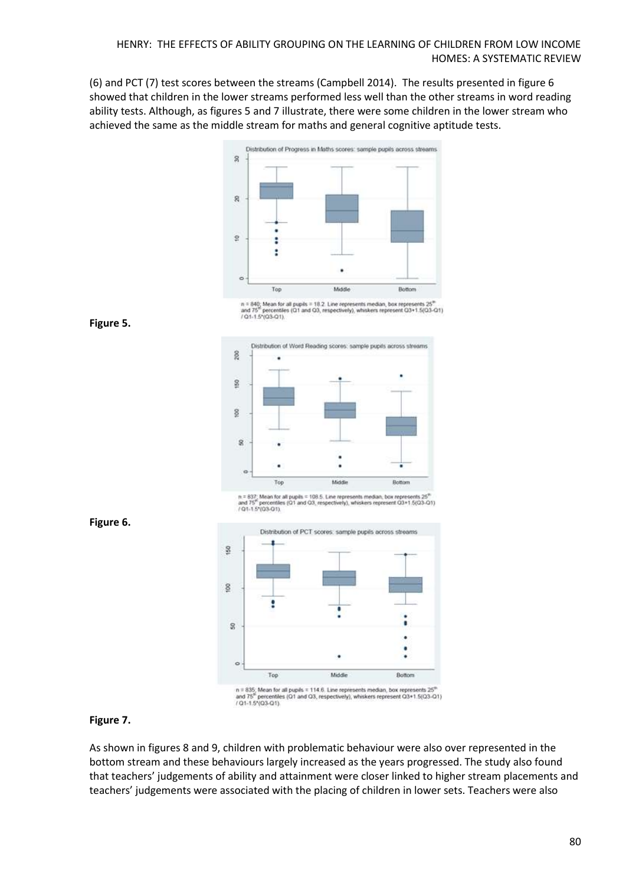(6) and PCT (7) test scores between the streams (Campbell 2014). The results presented in figure 6 showed that children in the lower streams performed less well than the other streams in word reading ability tests. Although, as figures 5 and 7 illustrate, there were some children in the lower stream who achieved the same as the middle stream for maths and general cognitive aptitude tests.

Distribution of Progress in Maths scores: sample pupils across streams

n = 840; Mean for all pupils = 18.2. Line represents median, box represents 25th and 75th percentiles (Q1 and Q3, respectively), whiskers represent Q3+1.5(Q3-Q1) / Q1-1.5*(Q3-Q1).

**Figure 5.**

Distribution of Word Reading scores: sample pupils across streams

n = 837; Mean for all pupils = 108.5. Line represents median, box represents 25th and 75th percentiles (Q1 and Q3, respectively), whiskers represent Q3+1.5(Q3-Q1) / Q1-1.5*(Q3-Q1).

**Figure 6.**

Distribution of PCT scores: sample pupils across streams

n = 835; Mean for all pupils = 114.6. Line represents median, box represents 25th and 75th percentiles (Q1 and Q3, respectively), whiskers represent Q3+1.5(Q3-Q1) / Q1-1.5*(Q3-Q1).

**Figure 7.**

As shown in figures 8 and 9, children with problematic behaviour were also over represented in the bottom stream and these behaviours largely increased as the years progressed. The study also found that teachers' judgements of ability and attainment were closer linked to higher stream placements and teachers' judgements were associated with the placing of children in lower sets. Teachers were also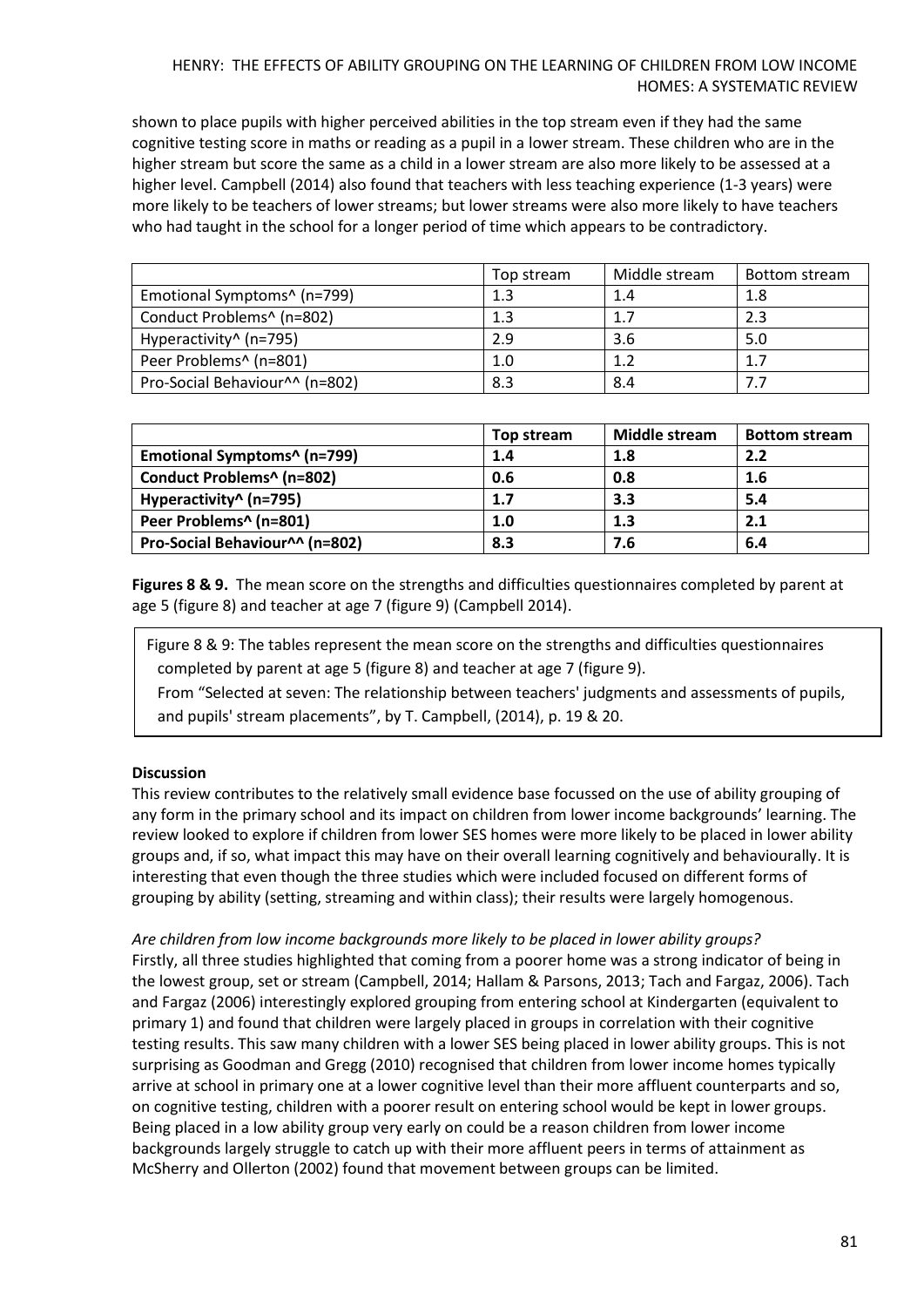shown to place pupils with higher perceived abilities in the top stream even if they had the same cognitive testing score in maths or reading as a pupil in a lower stream. These children who are in the higher stream but score the same as a child in a lower stream are also more likely to be assessed at a higher level. Campbell (2014) also found that teachers with less teaching experience (1-3 years) were more likely to be teachers of lower streams; but lower streams were also more likely to have teachers who had taught in the school for a longer period of time which appears to be contradictory.

| | Top stream | Middle stream | Bottom stream |
|---|---|---|---|
| Emotional Symptoms^ (n=799) | 1.3 | 1.4 | 1.8 |
| Conduct Problems^ (n=802) | 1.3 | 1.7 | 2.3 |
| Hyperactivity^ (n=795) | 2.9 | 3.6 | 5.0 |
| Peer Problems^ (n=801) | 1.0 | 1.2 | 1.7 |
| Pro-Social Behaviour^^ (n=802) | 8.3 | 8.4 | 7.7 |

| | **Top stream** | **Middle stream** | **Bottom stream** |
|---|---|---|---|
| **Emotional Symptoms^ (n=799)** | **1.4** | **1.8** | **2.2** |
| **Conduct Problems^ (n=802)** | **0.6** | **0.8** | **1.6** |
| **Hyperactivity^ (n=795)** | **1.7** | **3.3** | **5.4** |
| **Peer Problems^ (n=801)** | **1.0** | **1.3** | **2.1** |
| **Pro-Social Behaviour^^ (n=802)** | **8.3** | **7.6** | **6.4** |

**Figures 8 & 9.** The mean score on the strengths and difficulties questionnaires completed by parent at age 5 (figure 8) and teacher at age 7 (figure 9) (Campbell 2014).

Figure 8 & 9: The tables represent the mean score on the strengths and difficulties questionnaires completed by parent at age 5 (figure 8) and teacher at age 7 (figure 9).
From "Selected at seven: The relationship between teachers' judgments and assessments of pupils, and pupils' stream placements", by T. Campbell, (2014), p. 19 & 20.

**Discussion**

This review contributes to the relatively small evidence base focussed on the use of ability grouping of any form in the primary school and its impact on children from lower income backgrounds' learning. The review looked to explore if children from lower SES homes were more likely to be placed in lower ability groups and, if so, what impact this may have on their overall learning cognitively and behaviourally. It is interesting that even though the three studies which were included focused on different forms of grouping by ability (setting, streaming and within class); their results were largely homogenous.

*Are children from low income backgrounds more likely to be placed in lower ability groups?*

Firstly, all three studies highlighted that coming from a poorer home was a strong indicator of being in the lowest group, set or stream (Campbell, 2014; Hallam & Parsons, 2013; Tach and Fargaz, 2006). Tach and Fargaz (2006) interestingly explored grouping from entering school at Kindergarten (equivalent to primary 1) and found that children were largely placed in groups in correlation with their cognitive testing results. This saw many children with a lower SES being placed in lower ability groups. This is not surprising as Goodman and Gregg (2010) recognised that children from lower income homes typically arrive at school in primary one at a lower cognitive level than their more affluent counterparts and so, on cognitive testing, children with a poorer result on entering school would be kept in lower groups. Being placed in a low ability group very early on could be a reason children from lower income backgrounds largely struggle to catch up with their more affluent peers in terms of attainment as McSherry and Ollerton (2002) found that movement between groups can be limited.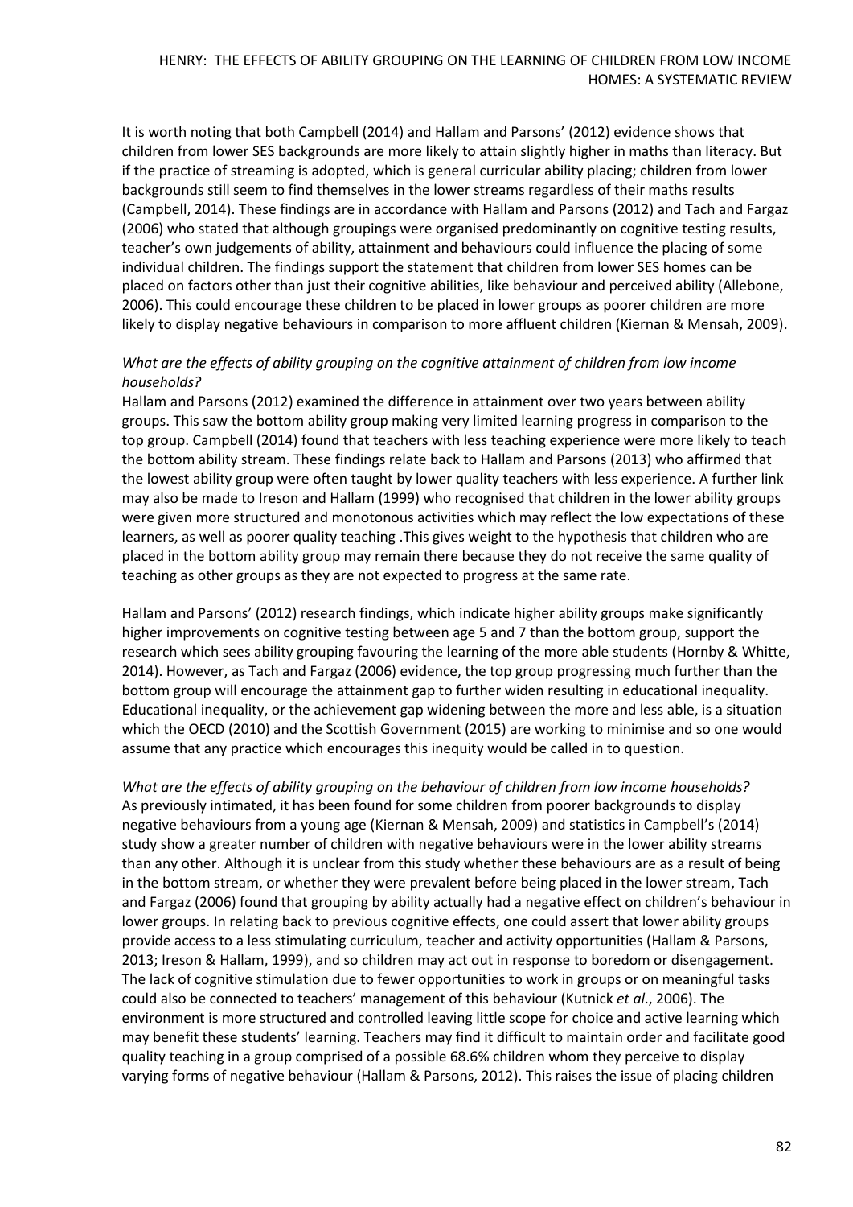It is worth noting that both Campbell (2014) and Hallam and Parsons' (2012) evidence shows that children from lower SES backgrounds are more likely to attain slightly higher in maths than literacy. But if the practice of streaming is adopted, which is general curricular ability placing; children from lower backgrounds still seem to find themselves in the lower streams regardless of their maths results (Campbell, 2014). These findings are in accordance with Hallam and Parsons (2012) and Tach and Fargaz (2006) who stated that although groupings were organised predominantly on cognitive testing results, teacher's own judgements of ability, attainment and behaviours could influence the placing of some individual children. The findings support the statement that children from lower SES homes can be placed on factors other than just their cognitive abilities, like behaviour and perceived ability (Allebone, 2006). This could encourage these children to be placed in lower groups as poorer children are more likely to display negative behaviours in comparison to more affluent children (Kiernan & Mensah, 2009).

*What are the effects of ability grouping on the cognitive attainment of children from low income households?*

Hallam and Parsons (2012) examined the difference in attainment over two years between ability groups. This saw the bottom ability group making very limited learning progress in comparison to the top group. Campbell (2014) found that teachers with less teaching experience were more likely to teach the bottom ability stream. These findings relate back to Hallam and Parsons (2013) who affirmed that the lowest ability group were often taught by lower quality teachers with less experience. A further link may also be made to Ireson and Hallam (1999) who recognised that children in the lower ability groups were given more structured and monotonous activities which may reflect the low expectations of these learners, as well as poorer quality teaching .This gives weight to the hypothesis that children who are placed in the bottom ability group may remain there because they do not receive the same quality of teaching as other groups as they are not expected to progress at the same rate.

Hallam and Parsons' (2012) research findings, which indicate higher ability groups make significantly higher improvements on cognitive testing between age 5 and 7 than the bottom group, support the research which sees ability grouping favouring the learning of the more able students (Hornby & Whitte, 2014). However, as Tach and Fargaz (2006) evidence, the top group progressing much further than the bottom group will encourage the attainment gap to further widen resulting in educational inequality. Educational inequality, or the achievement gap widening between the more and less able, is a situation which the OECD (2010) and the Scottish Government (2015) are working to minimise and so one would assume that any practice which encourages this inequity would be called in to question.

*What are the effects of ability grouping on the behaviour of children from low income households?*

As previously intimated, it has been found for some children from poorer backgrounds to display negative behaviours from a young age (Kiernan & Mensah, 2009) and statistics in Campbell's (2014) study show a greater number of children with negative behaviours were in the lower ability streams than any other. Although it is unclear from this study whether these behaviours are as a result of being in the bottom stream, or whether they were prevalent before being placed in the lower stream, Tach and Fargaz (2006) found that grouping by ability actually had a negative effect on children's behaviour in lower groups. In relating back to previous cognitive effects, one could assert that lower ability groups provide access to a less stimulating curriculum, teacher and activity opportunities (Hallam & Parsons, 2013; Ireson & Hallam, 1999), and so children may act out in response to boredom or disengagement. The lack of cognitive stimulation due to fewer opportunities to work in groups or on meaningful tasks could also be connected to teachers' management of this behaviour (Kutnick *et al*., 2006). The environment is more structured and controlled leaving little scope for choice and active learning which may benefit these students' learning. Teachers may find it difficult to maintain order and facilitate good quality teaching in a group comprised of a possible 68.6% children whom they perceive to display varying forms of negative behaviour (Hallam & Parsons, 2012). This raises the issue of placing children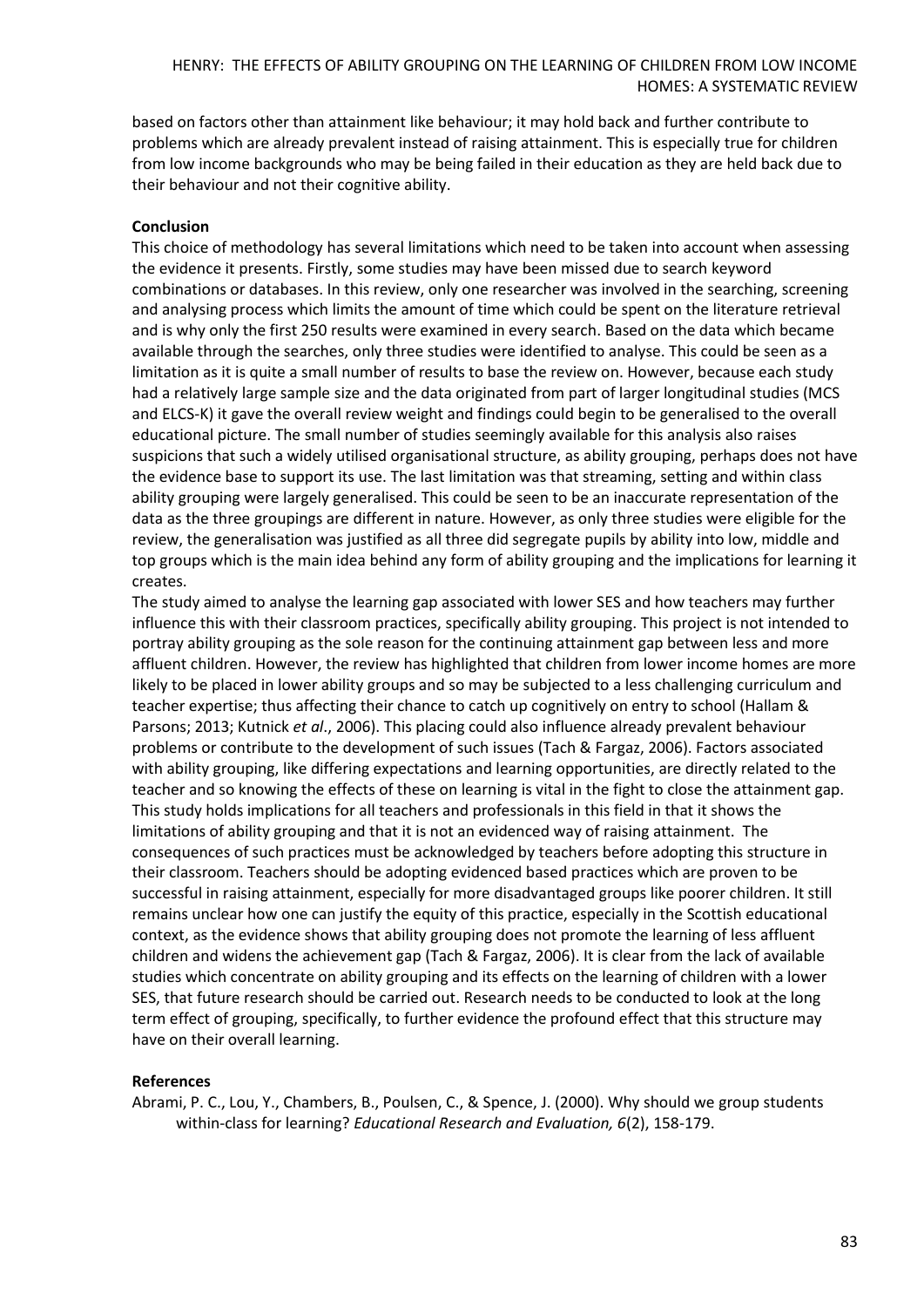based on factors other than attainment like behaviour; it may hold back and further contribute to problems which are already prevalent instead of raising attainment. This is especially true for children from low income backgrounds who may be being failed in their education as they are held back due to their behaviour and not their cognitive ability.

**Conclusion**

This choice of methodology has several limitations which need to be taken into account when assessing the evidence it presents. Firstly, some studies may have been missed due to search keyword combinations or databases. In this review, only one researcher was involved in the searching, screening and analysing process which limits the amount of time which could be spent on the literature retrieval and is why only the first 250 results were examined in every search. Based on the data which became available through the searches, only three studies were identified to analyse. This could be seen as a limitation as it is quite a small number of results to base the review on. However, because each study had a relatively large sample size and the data originated from part of larger longitudinal studies (MCS and ELCS-K) it gave the overall review weight and findings could begin to be generalised to the overall educational picture. The small number of studies seemingly available for this analysis also raises suspicions that such a widely utilised organisational structure, as ability grouping, perhaps does not have the evidence base to support its use. The last limitation was that streaming, setting and within class ability grouping were largely generalised. This could be seen to be an inaccurate representation of the data as the three groupings are different in nature. However, as only three studies were eligible for the review, the generalisation was justified as all three did segregate pupils by ability into low, middle and top groups which is the main idea behind any form of ability grouping and the implications for learning it creates.

The study aimed to analyse the learning gap associated with lower SES and how teachers may further influence this with their classroom practices, specifically ability grouping. This project is not intended to portray ability grouping as the sole reason for the continuing attainment gap between less and more affluent children. However, the review has highlighted that children from lower income homes are more likely to be placed in lower ability groups and so may be subjected to a less challenging curriculum and teacher expertise; thus affecting their chance to catch up cognitively on entry to school (Hallam & Parsons; 2013; Kutnick *et al*., 2006). This placing could also influence already prevalent behaviour problems or contribute to the development of such issues (Tach & Fargaz, 2006). Factors associated with ability grouping, like differing expectations and learning opportunities, are directly related to the teacher and so knowing the effects of these on learning is vital in the fight to close the attainment gap. This study holds implications for all teachers and professionals in this field in that it shows the limitations of ability grouping and that it is not an evidenced way of raising attainment. The consequences of such practices must be acknowledged by teachers before adopting this structure in their classroom. Teachers should be adopting evidenced based practices which are proven to be successful in raising attainment, especially for more disadvantaged groups like poorer children. It still remains unclear how one can justify the equity of this practice, especially in the Scottish educational context, as the evidence shows that ability grouping does not promote the learning of less affluent children and widens the achievement gap (Tach & Fargaz, 2006). It is clear from the lack of available studies which concentrate on ability grouping and its effects on the learning of children with a lower SES, that future research should be carried out. Research needs to be conducted to look at the long term effect of grouping, specifically, to further evidence the profound effect that this structure may have on their overall learning.

**References**

Abrami, P. C., Lou, Y., Chambers, B., Poulsen, C., & Spence, J. (2000). Why should we group students within-class for learning? *Educational Research and Evaluation, 6*(2), 158-179.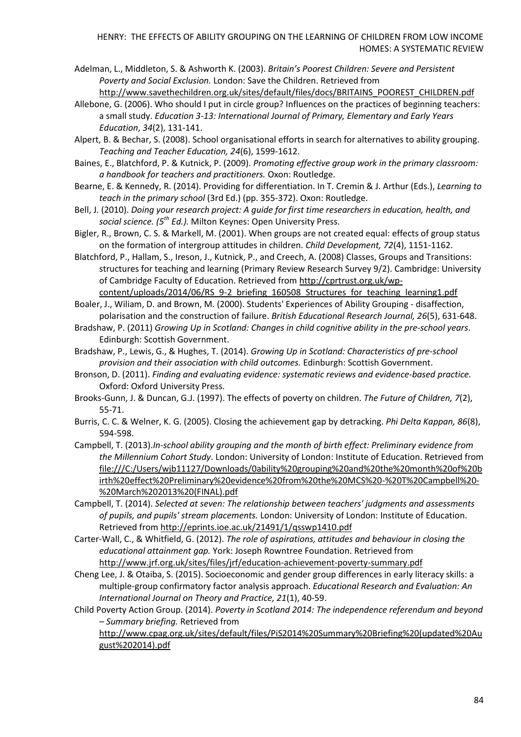Adelman, L., Middleton, S. & Ashworth K. (2003). *Britain's Poorest Children: Severe and Persistent Poverty and Social Exclusion.* London: Save the Children. Retrieved from http://www.savethechildren.org.uk/sites/default/files/docs/BRITAINS_POOREST_CHILDREN.pdf

Allebone, G. (2006). Who should I put in circle group? Influences on the practices of beginning teachers: a small study. *Education 3-13: International Journal of Primary, Elementary and Early Years Education*, *34*(2), 131-141.

Alpert, B. & Bechar, S. (2008). School organisational efforts in search for alternatives to ability grouping. *Teaching and Teacher Education, 24*(6), 1599-1612.

Baines, E., Blatchford, P. & Kutnick, P. (2009). *Promoting effective group work in the primary classroom: a handbook for teachers and practitioners.* Oxon: Routledge.

Bearne, E. & Kennedy, R. (2014). Providing for differentiation. In T. Cremin & J. Arthur (Eds.), *Learning to teach in the primary school* (3rd Ed.) (pp. 355-372). Oxon: Routledge.

Bell, J. (2010). *Doing your research project: A guide for first time researchers in education, health, and social science. (5th Ed.).* Milton Keynes: Open University Press.

Bigler, R., Brown, C. S. & Markell, M. (2001). When groups are not created equal: effects of group status on the formation of intergroup attitudes in children. *Child Development, 72*(4), 1151-1162.

Blatchford, P., Hallam, S., Ireson, J., Kutnick, P., and Creech, A. (2008) Classes, Groups and Transitions: structures for teaching and learning (Primary Review Research Survey 9/2). Cambridge: University of Cambridge Faculty of Education. Retrieved from http://cprtrust.org.uk/wp-content/uploads/2014/06/RS_9-2_briefing_160508_Structures_for_teaching_learning1.pdf

Boaler, J., Wiliam, D. and Brown, M. (2000). Students' Experiences of Ability Grouping - disaffection, polarisation and the construction of failure. *British Educational Research Journal, 26*(5), 631-648.

Bradshaw, P. (2011) *Growing Up in Scotland: Changes in child cognitive ability in the pre-school years*. Edinburgh: Scottish Government.

Bradshaw, P., Lewis, G., & Hughes, T. (2014). *Growing Up in Scotland: Characteristics of pre-school provision and their association with child outcomes.* Edinburgh: Scottish Government.

Bronson, D. (2011). *Finding and evaluating evidence: systematic reviews and evidence-based practice.* Oxford: Oxford University Press.

Brooks-Gunn, J. & Duncan, G.J. (1997). The effects of poverty on children. *The Future of Children, 7*(2), 55-71.

Burris, C. C. & Welner, K. G. (2005). Closing the achievement gap by detracking. *Phi Delta Kappan, 86*(8), 594-598.

Campbell, T. (2013).*In-school ability grouping and the month of birth effect: Preliminary evidence from the Millennium Cohort Study*. London: University of London: Institute of Education. Retrieved from file:///C:/Users/wjb11127/Downloads/0ability%20grouping%20and%20the%20month%20of%20birth%20effect%20Preliminary%20evidence%20from%20the%20MCS%20-%20T%20Campbell%20-%20March%202013%20(FINAL).pdf

Campbell, T. (2014). *Selected at seven: The relationship between teachers' judgments and assessments of pupils, and pupils' stream placements.* London: University of London: Institute of Education. Retrieved from http://eprints.ioe.ac.uk/21491/1/qsswp1410.pdf

Carter-Wall, C., & Whitfield, G. (2012). *The role of aspirations, attitudes and behaviour in closing the educational attainment gap.* York: Joseph Rowntree Foundation. Retrieved from http://www.jrf.org.uk/sites/files/jrf/education-achievement-poverty-summary.pdf

Cheng Lee, J. & Otaiba, S. (2015). Socioeconomic and gender group differences in early literacy skills: a multiple-group confirmatory factor analysis approach. *Educational Research and Evaluation: An International Journal on Theory and Practice, 21*(1), 40-59.

Child Poverty Action Group. (2014). *Poverty in Scotland 2014: The independence referendum and beyond – Summary briefing.* Retrieved from http://www.cpag.org.uk/sites/default/files/PiS2014%20Summary%20Briefing%20(updated%20August%202014).pdf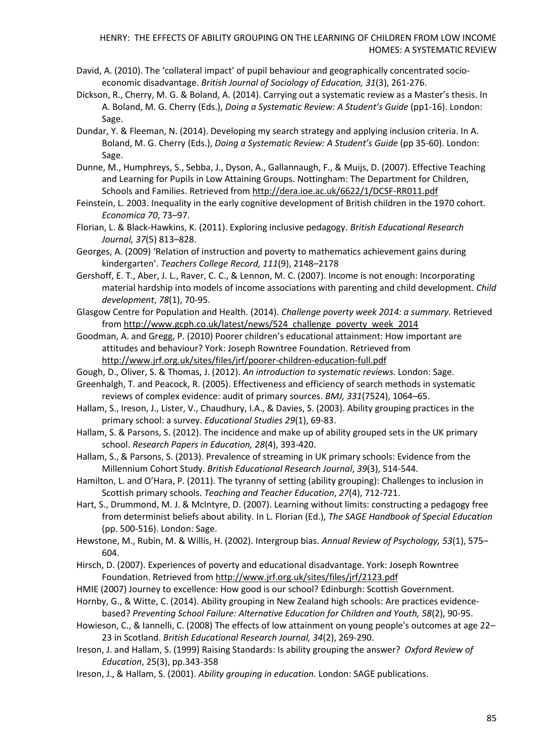David, A. (2010). The 'collateral impact' of pupil behaviour and geographically concentrated socio-economic disadvantage. *British Journal of Sociology of Education, 31*(3), 261-276.

Dickson, R., Cherry, M. G. & Boland, A. (2014). Carrying out a systematic review as a Master's thesis. In A. Boland, M. G. Cherry (Eds.), *Doing a Systematic Review: A Student's Guide* (pp1-16). London: Sage.

Dundar, Y. & Fleeman, N. (2014). Developing my search strategy and applying inclusion criteria. In A. Boland, M. G. Cherry (Eds.), *Doing a Systematic Review: A Student's Guide* (pp 35-60). London: Sage.

Dunne, M., Humphreys, S., Sebba, J., Dyson, A., Gallannaugh, F., & Muijs, D. (2007). Effective Teaching and Learning for Pupils in Low Attaining Groups. Nottingham: The Department for Children, Schools and Families. Retrieved from http://dera.ioe.ac.uk/6622/1/DCSF-RR011.pdf

Feinstein, L. 2003. Inequality in the early cognitive development of British children in the 1970 cohort. *Economica 70*, 73–97.

Florian, L. & Black-Hawkins, K. (2011). Exploring inclusive pedagogy. *British Educational Research Journal, 37*(5) 813–828.

Georges, A. (2009) 'Relation of instruction and poverty to mathematics achievement gains during kindergarten'. *Teachers College Record, 111*(9), 2148–2178

Gershoff, E. T., Aber, J. L., Raver, C. C., & Lennon, M. C. (2007). Income is not enough: Incorporating material hardship into models of income associations with parenting and child development. *Child development*, *78*(1), 70-95.

Glasgow Centre for Population and Health. (2014). *Challenge poverty week 2014: a summary.* Retrieved from http://www.gcph.co.uk/latest/news/524_challenge_poverty_week_2014

Goodman, A. and Gregg, P. (2010) Poorer children's educational attainment: How important are attitudes and behaviour? York: Joseph Rowntree Foundation. Retrieved from http://www.jrf.org.uk/sites/files/jrf/poorer-children-education-full.pdf

Gough, D., Oliver, S. & Thomas, J. (2012). *An introduction to systematic reviews.* London: Sage.

Greenhalgh, T. and Peacock, R. (2005). Effectiveness and efficiency of search methods in systematic reviews of complex evidence: audit of primary sources. *BMJ, 331*(7524), 1064–65.

Hallam, S., Ireson, J., Lister, V., Chaudhury, I.A., & Davies, S. (2003). Ability grouping practices in the primary school: a survey. *Educational Studies 29*(1), 69-83.

Hallam, S. & Parsons, S. (2012). The incidence and make up of ability grouped sets in the UK primary school. *Research Papers in Education, 28*(4), 393-420.

Hallam, S., & Parsons, S. (2013). Prevalence of streaming in UK primary schools: Evidence from the Millennium Cohort Study. *British Educational Research Journal*, *39*(3), 514-544.

Hamilton, L. and O'Hara, P. (2011). The tyranny of setting (ability grouping): Challenges to inclusion in Scottish primary schools. *Teaching and Teacher Education*, *27*(4), 712-721.

Hart, S., Drummond, M. J. & McIntyre, D. (2007). Learning without limits: constructing a pedagogy free from determinist beliefs about ability. In L. Florian (Ed.), *The SAGE Handbook of Special Education* (pp. 500-516). London: Sage.

Hewstone, M., Rubin, M. & Willis, H. (2002). Intergroup bias. *Annual Review of Psychology, 53*(1), 575–604.

Hirsch, D. (2007). Experiences of poverty and educational disadvantage. York: Joseph Rowntree Foundation. Retrieved from http://www.jrf.org.uk/sites/files/jrf/2123.pdf

HMIE (2007) Journey to excellence: How good is our school? Edinburgh: Scottish Government.

Hornby, G., & Witte, C. (2014). Ability grouping in New Zealand high schools: Are practices evidence-based? *Preventing School Failure: Alternative Education for Children and Youth, 58*(2), 90-95.

Howieson, C., & Iannelli, C. (2008) The effects of low attainment on young people's outcomes at age 22–23 in Scotland. *British Educational Research Journal, 34*(2), 269-290.

Ireson, J. and Hallam, S. (1999) Raising Standards: Is ability grouping the answer? *Oxford Review of Education*, 25(3), pp.343-358

Ireson, J., & Hallam, S. (2001). *Ability grouping in education.* London: SAGE publications.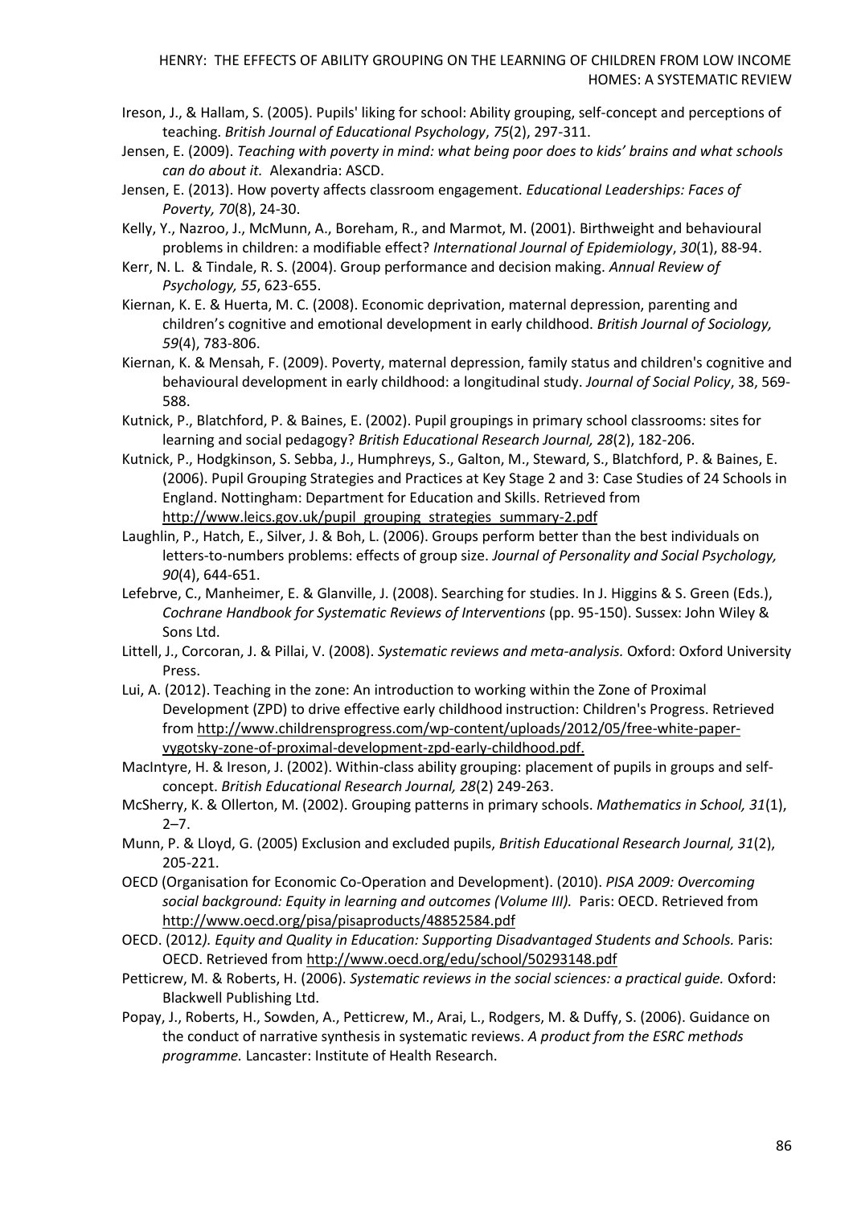Ireson, J., & Hallam, S. (2005). Pupils' liking for school: Ability grouping, self-concept and perceptions of teaching. *British Journal of Educational Psychology*, *75*(2), 297-311.

Jensen, E. (2009). *Teaching with poverty in mind: what being poor does to kids' brains and what schools can do about it.* Alexandria: ASCD.

Jensen, E. (2013). How poverty affects classroom engagement. *Educational Leaderships: Faces of Poverty, 70*(8), 24-30.

Kelly, Y., Nazroo, J., McMunn, A., Boreham, R., and Marmot, M. (2001). Birthweight and behavioural problems in children: a modifiable effect? *International Journal of Epidemiology*, *30*(1), 88-94.

Kerr, N. L. & Tindale, R. S. (2004). Group performance and decision making. *Annual Review of Psychology, 55*, 623-655.

Kiernan, K. E. & Huerta, M. C. (2008). Economic deprivation, maternal depression, parenting and children's cognitive and emotional development in early childhood. *British Journal of Sociology, 59*(4), 783-806.

Kiernan, K. & Mensah, F. (2009). Poverty, maternal depression, family status and children's cognitive and behavioural development in early childhood: a longitudinal study. *Journal of Social Policy*, 38, 569-588.

Kutnick, P., Blatchford, P. & Baines, E. (2002). Pupil groupings in primary school classrooms: sites for learning and social pedagogy? *British Educational Research Journal, 28*(2), 182-206.

Kutnick, P., Hodgkinson, S. Sebba, J., Humphreys, S., Galton, M., Steward, S., Blatchford, P. & Baines, E. (2006). Pupil Grouping Strategies and Practices at Key Stage 2 and 3: Case Studies of 24 Schools in England. Nottingham: Department for Education and Skills. Retrieved from http://www.leics.gov.uk/pupil_grouping_strategies_summary-2.pdf

Laughlin, P., Hatch, E., Silver, J. & Boh, L. (2006). Groups perform better than the best individuals on letters-to-numbers problems: effects of group size. *Journal of Personality and Social Psychology, 90*(4), 644-651.

Lefebrve, C., Manheimer, E. & Glanville, J. (2008). Searching for studies. In J. Higgins & S. Green (Eds.), *Cochrane Handbook for Systematic Reviews of Interventions* (pp. 95-150). Sussex: John Wiley & Sons Ltd.

Littell, J., Corcoran, J. & Pillai, V. (2008). *Systematic reviews and meta-analysis.* Oxford: Oxford University Press.

Lui, A. (2012). Teaching in the zone: An introduction to working within the Zone of Proximal Development (ZPD) to drive effective early childhood instruction: Children's Progress. Retrieved from http://www.childrensprogress.com/wp-content/uploads/2012/05/free-white-paper-vygotsky-zone-of-proximal-development-zpd-early-childhood.pdf.

MacIntyre, H. & Ireson, J. (2002). Within-class ability grouping: placement of pupils in groups and self-concept. *British Educational Research Journal, 28*(2) 249-263.

McSherry, K. & Ollerton, M. (2002). Grouping patterns in primary schools. *Mathematics in School, 31*(1), 2–7.

Munn, P. & Lloyd, G. (2005) Exclusion and excluded pupils, *British Educational Research Journal, 31*(2), 205-221.

OECD (Organisation for Economic Co-Operation and Development). (2010). *PISA 2009: Overcoming social background: Equity in learning and outcomes (Volume III).* Paris: OECD. Retrieved from http://www.oecd.org/pisa/pisaproducts/48852584.pdf

OECD. (2012*). Equity and Quality in Education: Supporting Disadvantaged Students and Schools.* Paris: OECD. Retrieved from http://www.oecd.org/edu/school/50293148.pdf

Petticrew, M. & Roberts, H. (2006). *Systematic reviews in the social sciences: a practical guide.* Oxford: Blackwell Publishing Ltd.

Popay, J., Roberts, H., Sowden, A., Petticrew, M., Arai, L., Rodgers, M. & Duffy, S. (2006). Guidance on the conduct of narrative synthesis in systematic reviews. *A product from the ESRC methods programme.* Lancaster: Institute of Health Research.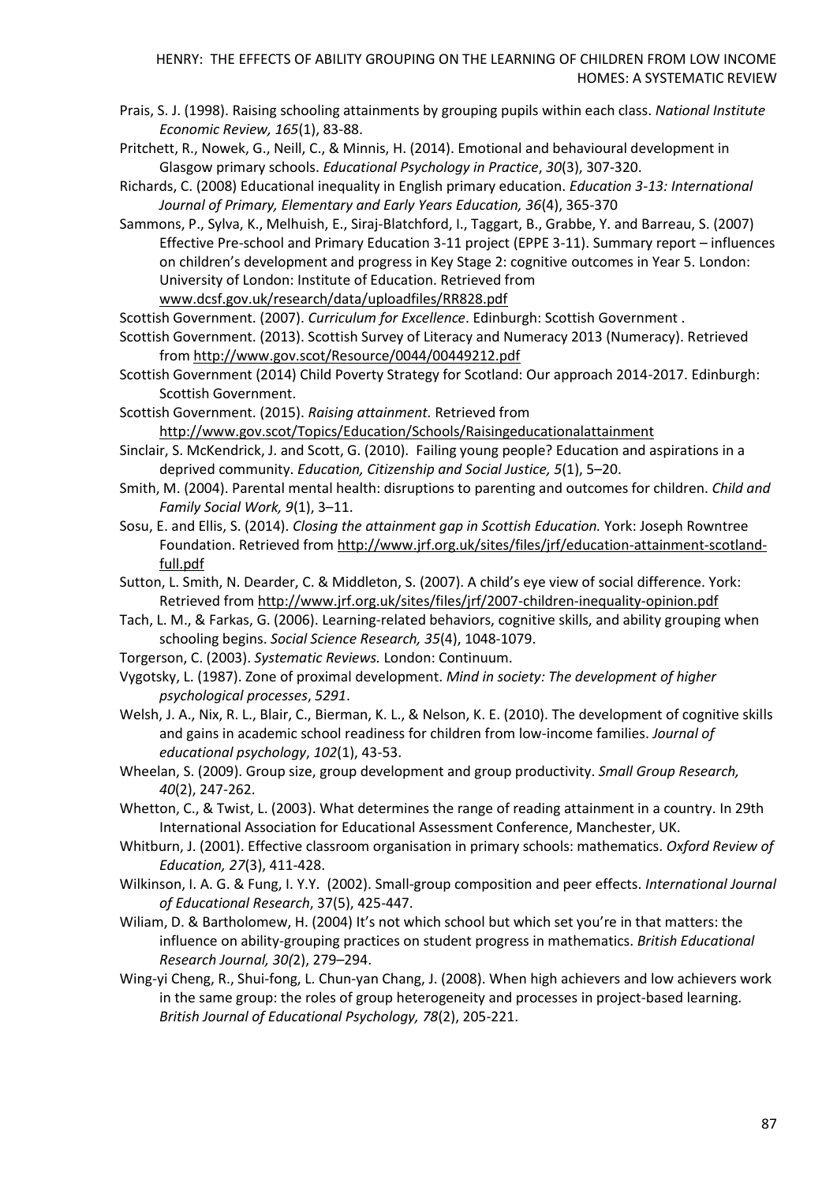Prais, S. J. (1998). Raising schooling attainments by grouping pupils within each class. *National Institute Economic Review, 165*(1), 83-88.

Pritchett, R., Nowek, G., Neill, C., & Minnis, H. (2014). Emotional and behavioural development in Glasgow primary schools. *Educational Psychology in Practice*, *30*(3), 307-320.

Richards, C. (2008) Educational inequality in English primary education. *Education 3-13: International Journal of Primary, Elementary and Early Years Education, 36*(4), 365-370

Sammons, P., Sylva, K., Melhuish, E., Siraj-Blatchford, I., Taggart, B., Grabbe, Y. and Barreau, S. (2007) Effective Pre-school and Primary Education 3-11 project (EPPE 3-11). Summary report – influences on children's development and progress in Key Stage 2: cognitive outcomes in Year 5. London: University of London: Institute of Education. Retrieved from www.dcsf.gov.uk/research/data/uploadfiles/RR828.pdf

Scottish Government. (2007). *Curriculum for Excellence*. Edinburgh: Scottish Government .

Scottish Government. (2013). Scottish Survey of Literacy and Numeracy 2013 (Numeracy). Retrieved from http://www.gov.scot/Resource/0044/00449212.pdf

Scottish Government (2014) Child Poverty Strategy for Scotland: Our approach 2014-2017. Edinburgh: Scottish Government.

Scottish Government. (2015). *Raising attainment.* Retrieved from http://www.gov.scot/Topics/Education/Schools/Raisingeducationalattainment

Sinclair, S. McKendrick, J. and Scott, G. (2010). Failing young people? Education and aspirations in a deprived community. *Education, Citizenship and Social Justice, 5*(1), 5–20.

Smith, M. (2004). Parental mental health: disruptions to parenting and outcomes for children. *Child and Family Social Work, 9*(1), 3–11.

Sosu, E. and Ellis, S. (2014). *Closing the attainment gap in Scottish Education.* York: Joseph Rowntree Foundation. Retrieved from http://www.jrf.org.uk/sites/files/jrf/education-attainment-scotland-full.pdf

Sutton, L. Smith, N. Dearder, C. & Middleton, S. (2007). A child's eye view of social difference. York: Retrieved from http://www.jrf.org.uk/sites/files/jrf/2007-children-inequality-opinion.pdf

Tach, L. M., & Farkas, G. (2006). Learning-related behaviors, cognitive skills, and ability grouping when schooling begins. *Social Science Research, 35*(4), 1048-1079.

Torgerson, C. (2003). *Systematic Reviews.* London: Continuum.

Vygotsky, L. (1987). Zone of proximal development. *Mind in society: The development of higher psychological processes*, *5291*.

Welsh, J. A., Nix, R. L., Blair, C., Bierman, K. L., & Nelson, K. E. (2010). The development of cognitive skills and gains in academic school readiness for children from low-income families. *Journal of educational psychology*, *102*(1), 43-53.

Wheelan, S. (2009). Group size, group development and group productivity. *Small Group Research, 40*(2), 247-262.

Whetton, C., & Twist, L. (2003). What determines the range of reading attainment in a country. In 29th International Association for Educational Assessment Conference, Manchester, UK.

Whitburn, J. (2001). Effective classroom organisation in primary schools: mathematics. *Oxford Review of Education, 27*(3), 411-428.

Wilkinson, I. A. G. & Fung, I. Y.Y. (2002). Small-group composition and peer effects. *International Journal of Educational Research*, 37(5), 425-447.

Wiliam, D. & Bartholomew, H. (2004) It's not which school but which set you're in that matters: the influence on ability-grouping practices on student progress in mathematics. *British Educational Research Journal, 30(*2), 279–294.

Wing-yi Cheng, R., Shui-fong, L. Chun-yan Chang, J. (2008). When high achievers and low achievers work in the same group: the roles of group heterogeneity and processes in project-based learning. *British Journal of Educational Psychology, 78*(2), 205-221.